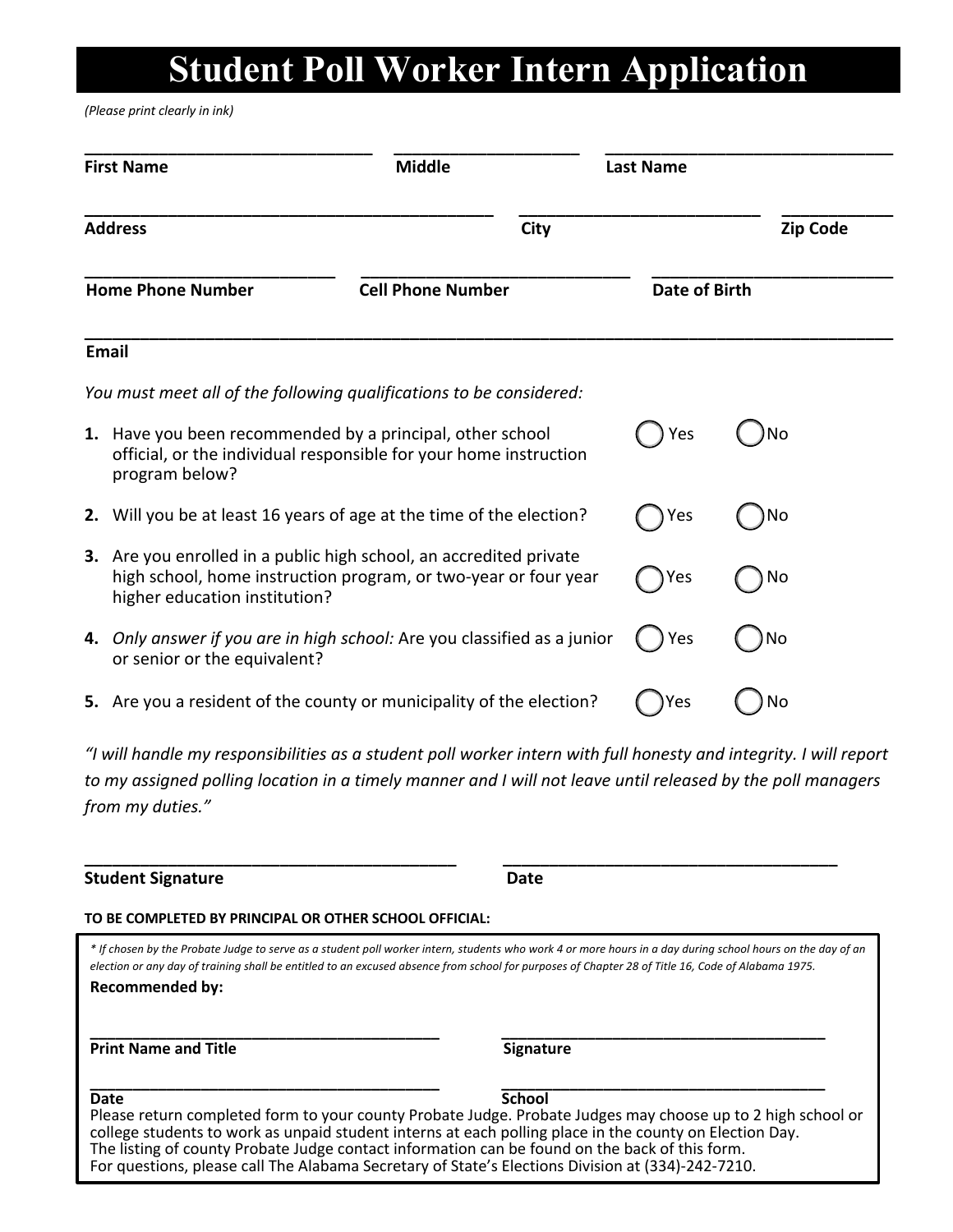# Student Poll Worker Intern Application

*(Please print clearly in ink)*

| First Name | Middle | Last Name |
|---|---|---|
| | | |

| Address | City | Zip Code |
|---|---|---|
| | | |

| Home Phone Number | Cell Phone Number | Date of Birth |
|---|---|---|
| | | |

| Email |
|---|
| |

*You must meet all of the following qualifications to be considered:*

| | Question | Yes | No |
|---|---|---|---|
| **1.** | Have you been recommended by a principal, other school official, or the individual responsible for your home instruction program below? | ◯ Yes | ◯ No |
| **2.** | Will you be at least 16 years of age at the time of the election? | ◯ Yes | ◯ No |
| **3.** | Are you enrolled in a public high school, an accredited private high school, home instruction program, or two-year or four year higher education institution? | ◯ Yes | ◯ No |
| **4.** | *Only answer if you are in high school:* Are you classified as a junior or senior or the equivalent? | ◯ Yes | ◯ No |
| **5.** | Are you a resident of the county or municipality of the election? | ◯ Yes | ◯ No |

*"I will handle my responsibilities as a student poll worker intern with full honesty and integrity. I will report to my assigned polling location in a timely manner and I will not leave until released by the poll managers from my duties."*

| Student Signature | Date |
|---|---|
| | |

**TO BE COMPLETED BY PRINCIPAL OR OTHER SCHOOL OFFICIAL:**

*\* If chosen by the Probate Judge to serve as a student poll worker intern, students who work 4 or more hours in a day during school hours on the day of an election or any day of training shall be entitled to an excused absence from school for purposes of Chapter 28 of Title 16, Code of Alabama 1975.*

**Recommended by:**

| Print Name and Title | Signature |
|---|---|
| | |

| Date | School |
|---|---|
| | |

Please return completed form to your county Probate Judge. Probate Judges may choose up to 2 high school or college students to work as unpaid student interns at each polling place in the county on Election Day.
The listing of county Probate Judge contact information can be found on the back of this form.
For questions, please call The Alabama Secretary of State's Elections Division at (334)-242-7210.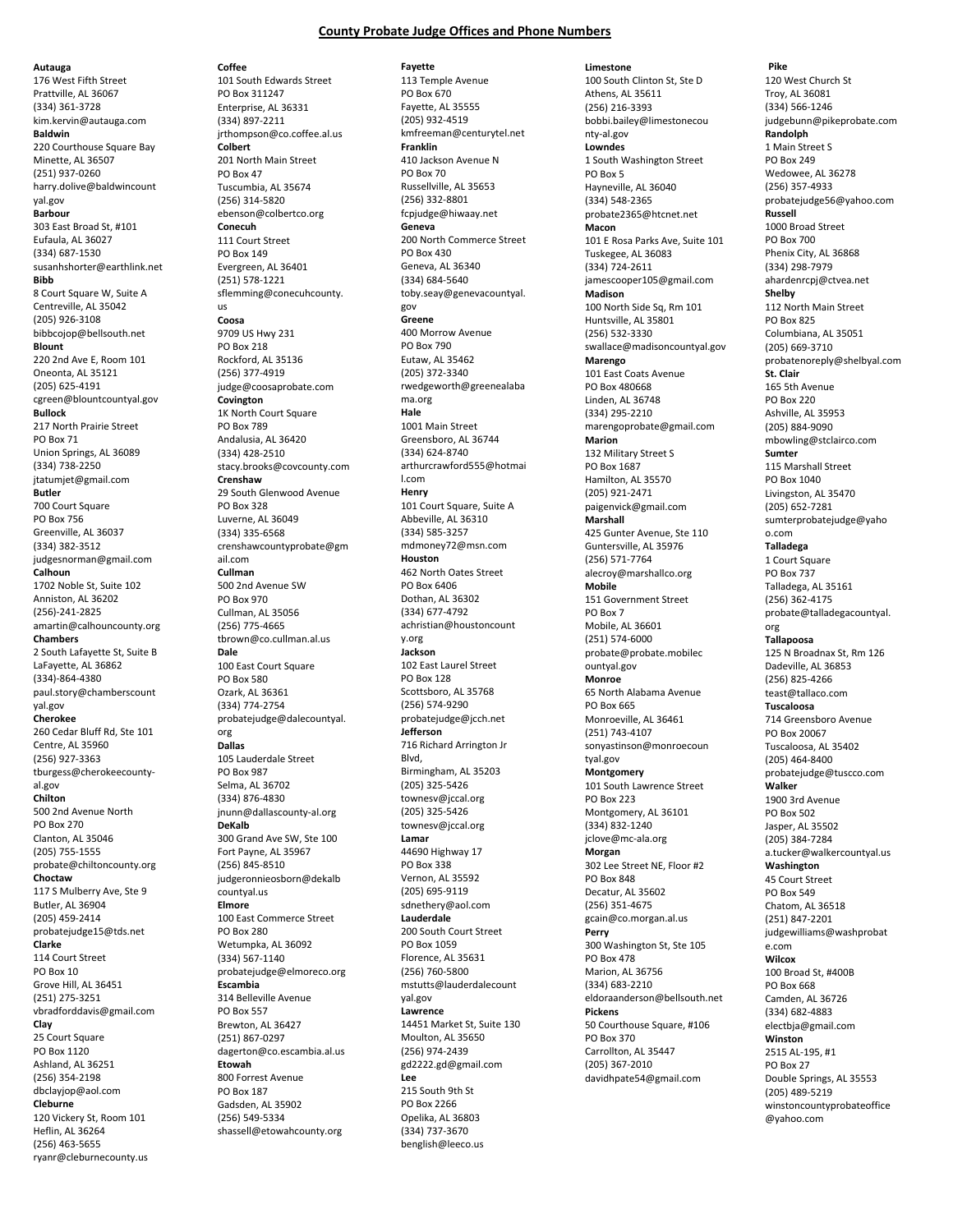## County Probate Judge Offices and Phone Numbers

**Autauga**
176 West Fifth Street
Prattville, AL 36067
(334) 361-3728
kim.kervin@autauga.com

**Baldwin**
220 Courthouse Square Bay
Minette, AL 36507
(251) 937-0260
harry.dolive@baldwincountyal.gov

**Barbour**
303 East Broad St, #101
Eufaula, AL 36027
(334) 687-1530
susanhshorter@earthlink.net

**Bibb**
8 Court Square W, Suite A
Centreville, AL 35042
(205) 926-3108
bibbcojop@bellsouth.net

**Blount**
220 2nd Ave E, Room 101
Oneonta, AL 35121
(205) 625-4191
cgreen@blountcountyal.gov

**Bullock**
217 North Prairie Street
PO Box 71
Union Springs, AL 36089
(334) 738-2250
jtatumjet@gmail.com

**Butler**
700 Court Square
PO Box 756
Greenville, AL 36037
(334) 382-3512
judgesnorman@gmail.com

**Calhoun**
1702 Noble St, Suite 102
Anniston, AL 36202
(256)-241-2825
amartin@calhouncounty.org

**Chambers**
2 South Lafayette St, Suite B
LaFayette, AL 36862
(334)-864-4380
paul.story@chamberscountyal.gov

**Cherokee**
260 Cedar Bluff Rd, Ste 101
Centre, AL 35960
(256) 927-3363
tburgess@cherokeecounty-al.gov

**Chilton**
500 2nd Avenue North
PO Box 270
Clanton, AL 35046
(205) 755-1555
probate@chiltoncounty.org

**Choctaw**
117 S Mulberry Ave, Ste 9
Butler, AL 36904
(205) 459-2414
probatejudge15@tds.net

**Clarke**
114 Court Street
PO Box 10
Grove Hill, AL 36451
(251) 275-3251
vbradforddavis@gmail.com

**Clay**
25 Court Square
PO Box 1120
Ashland, AL 36251
(256) 354-2198
dbclayjop@aol.com

**Cleburne**
120 Vickery St, Room 101
Heflin, AL 36264
(256) 463-5655
ryanr@cleburnecounty.us

**Coffee**
101 South Edwards Street
PO Box 311247
Enterprise, AL 36331
(334) 897-2211
jrthompson@co.coffee.al.us

**Colbert**
201 North Main Street
PO Box 47
Tuscumbia, AL 35674
(256) 314-5820
ebenson@colbertco.org

**Conecuh**
111 Court Street
PO Box 149
Evergreen, AL 36401
(251) 578-1221
sflemming@conecuhcounty.us

**Coosa**
9709 US Hwy 231
PO Box 218
Rockford, AL 35136
(256) 377-4919
judge@coosaprobate.com

**Covington**
1K North Court Square
PO Box 789
Andalusia, AL 36420
(334) 428-2510
stacy.brooks@covcounty.com

**Crenshaw**
29 South Glenwood Avenue
PO Box 328
Luverne, AL 36049
(334) 335-6568
crenshawcountyprobate@gmail.com

**Cullman**
500 2nd Avenue SW
PO Box 970
Cullman, AL 35056
(256) 775-4665
tbrown@co.cullman.al.us

**Dale**
100 East Court Square
PO Box 580
Ozark, AL 36361
(334) 774-2754
probatejudge@dalecountyal.org

**Dallas**
105 Lauderdale Street
PO Box 987
Selma, AL 36702
(334) 876-4830
jnunn@dallascounty-al.org

**DeKalb**
300 Grand Ave SW, Ste 100
Fort Payne, AL 35967
(256) 845-8510
judgeronnieosborn@dekalbcountyal.us

**Elmore**
100 East Commerce Street
PO Box 280
Wetumpka, AL 36092
(334) 567-1140
probatejudge@elmoreco.org

**Escambia**
314 Belleville Avenue
PO Box 557
Brewton, AL 36427
(251) 867-0297
dagerton@co.escambia.al.us

**Etowah**
800 Forrest Avenue
PO Box 187
Gadsden, AL 35902
(256) 549-5334
shassell@etowahcounty.org

**Fayette**
113 Temple Avenue
PO Box 670
Fayette, AL 35555
(205) 932-4519
kmfreeman@centurytel.net

**Franklin**
410 Jackson Avenue N
PO Box 70
Russellville, AL 35653
(256) 332-8801
fcpjudge@hiwaay.net

**Geneva**
200 North Commerce Street
PO Box 430
Geneva, AL 36340
(334) 684-5640
toby.seay@genevacountyal.gov

**Greene**
400 Morrow Avenue
PO Box 790
Eutaw, AL 35462
(205) 372-3340
rwedgeworth@greenealabama.org

**Hale**
1001 Main Street
Greensboro, AL 36744
(334) 624-8740
arthurcrawford555@hotmail.com

**Henry**
101 Court Square, Suite A
Abbeville, AL 36310
(334) 585-3257
mdmoney72@msn.com

**Houston**
462 North Oates Street
PO Box 6406
Dothan, AL 36302
(334) 677-4792
achristian@houstoncounty.org

**Jackson**
102 East Laurel Street
PO Box 128
Scottsboro, AL 35768
(256) 574-9290
probatejudge@jcch.net

**Jefferson**
716 Richard Arrington Jr Blvd,
Birmingham, AL 35203
(205) 325-5426
townesv@jccal.org
(205) 325-5426
townesv@jccal.org

**Lamar**
44690 Highway 17
PO Box 338
Vernon, AL 35592
(205) 695-9119
sdnethery@aol.com

**Lauderdale**
200 South Court Street
PO Box 1059
Florence, AL 35631
(256) 760-5800
mstutts@lauderdalecountyal.gov

**Lawrence**
14451 Market St, Suite 130
Moulton, AL 35650
(256) 974-2439
gd2222.gd@gmail.com

**Lee**
215 South 9th St
PO Box 2266
Opelika, AL 36803
(334) 737-3670
benglish@leeco.us

**Limestone**
100 South Clinton St, Ste D
Athens, AL 35611
(256) 216-3393
bobbi.bailey@limestonecounty-al.gov

**Lowndes**
1 South Washington Street
PO Box 5
Hayneville, AL 36040
(334) 548-2365
probate2365@htcnet.net

**Macon**
101 E Rosa Parks Ave, Suite 101
Tuskegee, AL 36083
(334) 724-2611
jamescooper105@gmail.com

**Madison**
100 North Side Sq, Rm 101
Huntsville, AL 35801
(256) 532-3330
swallace@madisoncountyal.gov

**Marengo**
101 East Coats Avenue
PO Box 480668
Linden, AL 36748
(334) 295-2210
marengoprobate@gmail.com

**Marion**
132 Military Street S
PO Box 1687
Hamilton, AL 35570
(205) 921-2471
paigenvick@gmail.com

**Marshall**
425 Gunter Avenue, Ste 110
Guntersville, AL 35976
(256) 571-7764
alecroy@marshallco.org

**Mobile**
151 Government Street
PO Box 7
Mobile, AL 36601
(251) 574-6000
probate@probate.mobilecountyal.gov

**Monroe**
65 North Alabama Avenue
PO Box 665
Monroeville, AL 36461
(251) 743-4107
sonyastinson@monroecountyal.gov

**Montgomery**
101 South Lawrence Street
PO Box 223
Montgomery, AL 36101
(334) 832-1240
jclove@mc-ala.org

**Morgan**
302 Lee Street NE, Floor #2
PO Box 848
Decatur, AL 35602
(256) 351-4675
gcain@co.morgan.al.us

**Perry**
300 Washington St, Ste 105
PO Box 478
Marion, AL 36756
(334) 683-2210
eldoraanderson@bellsouth.net

**Pickens**
50 Courthouse Square, #106
PO Box 370
Carrollton, AL 35447
(205) 367-2010
davidhpate54@gmail.com

**Pike**
120 West Church St
Troy, AL 36081
(334) 566-1246
judgebunn@pikeprobate.com

**Randolph**
1 Main Street S
PO Box 249
Wedowee, AL 36278
(256) 357-4933
probatejudge56@yahoo.com

**Russell**
1000 Broad Street
PO Box 700
Phenix City, AL 36868
(334) 298-7979
ahardenrcpj@ctvea.net

**Shelby**
112 North Main Street
PO Box 825
Columbiana, AL 35051
(205) 669-3710
probatenoreply@shelbyal.com

**St. Clair**
165 5th Avenue
PO Box 220
Ashville, AL 35953
(205) 884-9090
mbowling@stclairco.com

**Sumter**
115 Marshall Street
PO Box 1040
Livingston, AL 35470
(205) 652-7281
sumterprobatejudge@yahoo.com

**Talladega**
1 Court Square
PO Box 737
Talladega, AL 35161
(256) 362-4175
probate@talladegacountyal.org

**Tallapoosa**
125 N Broadnax St, Rm 126
Dadeville, AL 36853
(256) 825-4266
teast@tallaco.com

**Tuscaloosa**
714 Greensboro Avenue
PO Box 20067
Tuscaloosa, AL 35402
(205) 464-8400
probatejudge@tuscco.com

**Walker**
1900 3rd Avenue
PO Box 502
Jasper, AL 35502
(205) 384-7284
a.tucker@walkercountyal.us

**Washington**
45 Court Street
PO Box 549
Chatom, AL 36518
(251) 847-2201
judgewilliams@washprobate.com

**Wilcox**
100 Broad St, #400B
PO Box 668
Camden, AL 36726
(334) 682-4883
electbja@gmail.com

**Winston**
2515 AL-195, #1
PO Box 27
Double Springs, AL 35553
(205) 489-5219
winstoncountyprobateoffice@yahoo.com